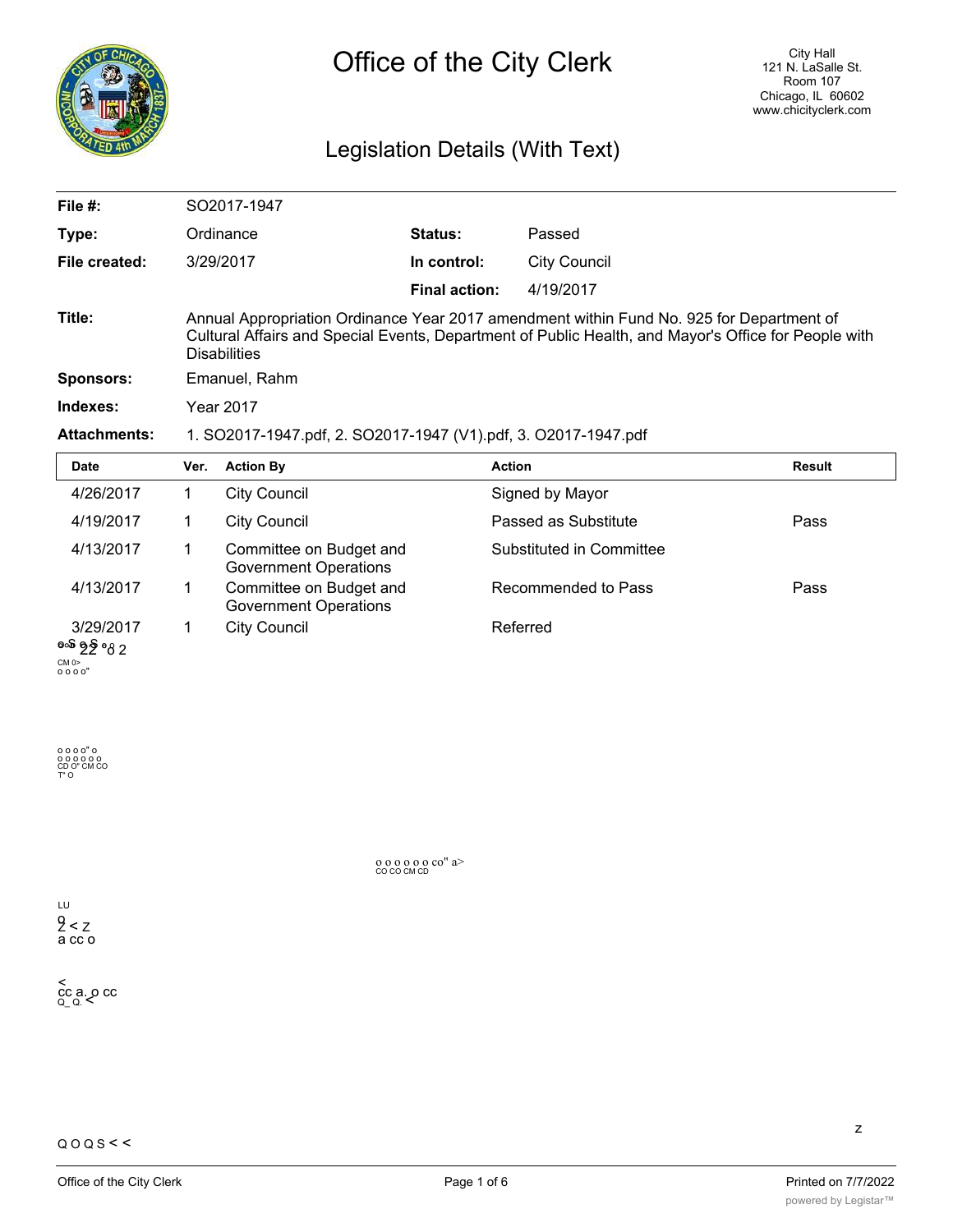# Office of the City Clerk

City Hall
121 N. LaSalle St.
Room 107
Chicago, IL 60602
www.chicityclerk.com

## Legislation Details (With Text)

| | | | |
|---|---|---|---|
| **File #:** | SO2017-1947 | | |
| **Type:** | Ordinance | **Status:** | Passed |
| **File created:** | 3/29/2017 | **In control:** | City Council |
| | | **Final action:** | 4/19/2017 |

**Title:** Annual Appropriation Ordinance Year 2017 amendment within Fund No. 925 for Department of Cultural Affairs and Special Events, Department of Public Health, and Mayor's Office for People with Disabilities

**Sponsors:** Emanuel, Rahm

**Indexes:** Year 2017

**Attachments:** 1. SO2017-1947.pdf, 2. SO2017-1947 (V1).pdf, 3. O2017-1947.pdf

| Date | Ver. | Action By | Action | Result |
|---|---|---|---|---|
| 4/26/2017 | 1 | City Council | Signed by Mayor | |
| 4/19/2017 | 1 | City Council | Passed as Substitute | Pass |
| 4/13/2017 | 1 | Committee on Budget and Government Operations | Substituted in Committee | |
| 4/13/2017 | 1 | Committee on Budget and Government Operations | Recommended to Pass | Pass |
| 3/29/2017 | 1 | City Council | Referred | |

o o o o" o
o o o o o o
CD O" CM CO
T" O

o o o o o o co" a>
CO CO CM CD

LU
9
2 < z
a cc o

<
cc a. o cc
Q_ Q. <

Q O Q S < <

z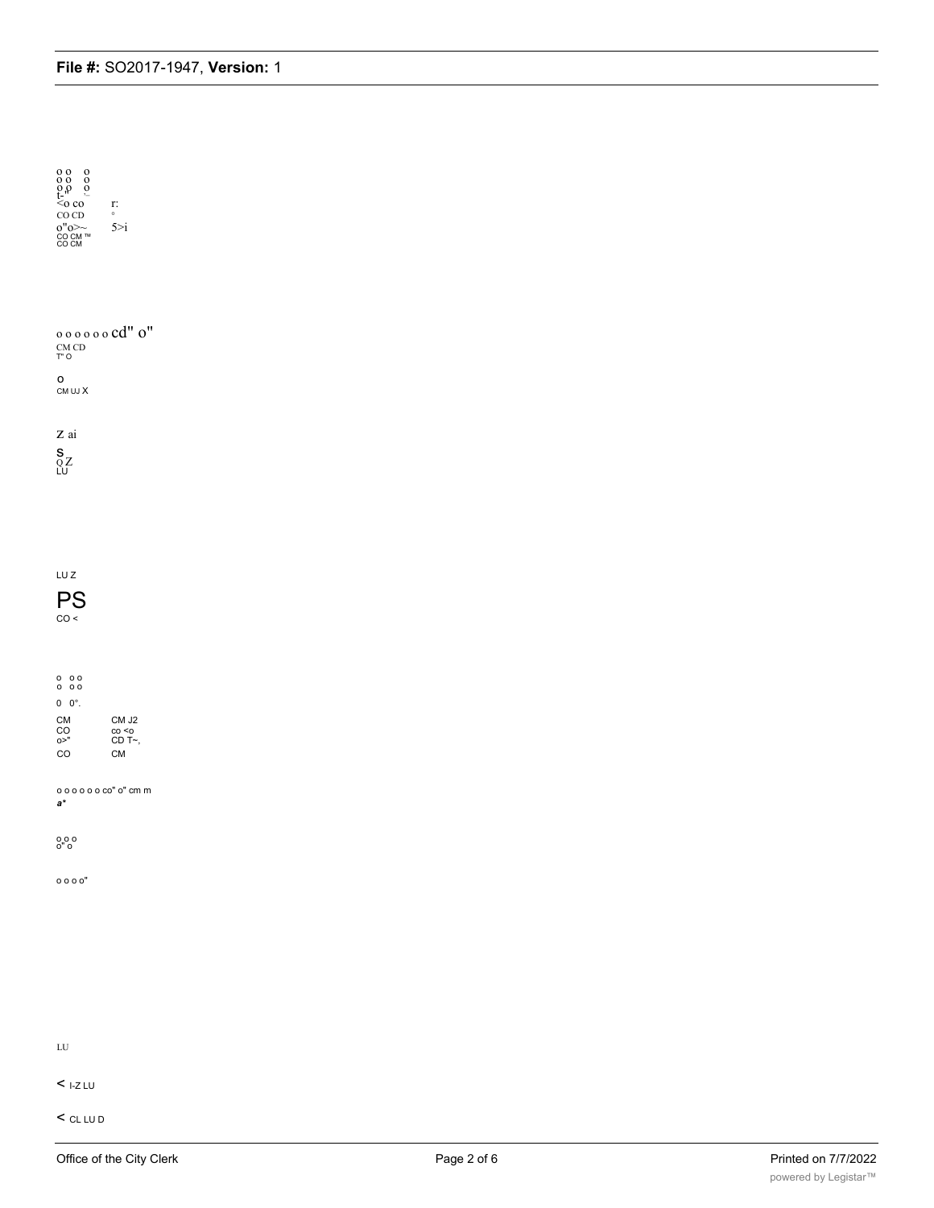o o o
o o o
o o o
t-" '–
<o co r:
CO CD °
o"o>~ 5>i
CO CM ™
CO CM

o o o o o o cd" o"
CM CD
T" O

O
CM UJ X

Z ai

S
Q Z
LU

LU Z

PS
CO <

o o o
o o o

0 0°.

CM CM J2
CO co <o
o>" CD T~,
CO CM

o o o o o o co" o" cm m
*a**

o o o
o" o

o o o o"

LU

< I-Z LU

< CL LU D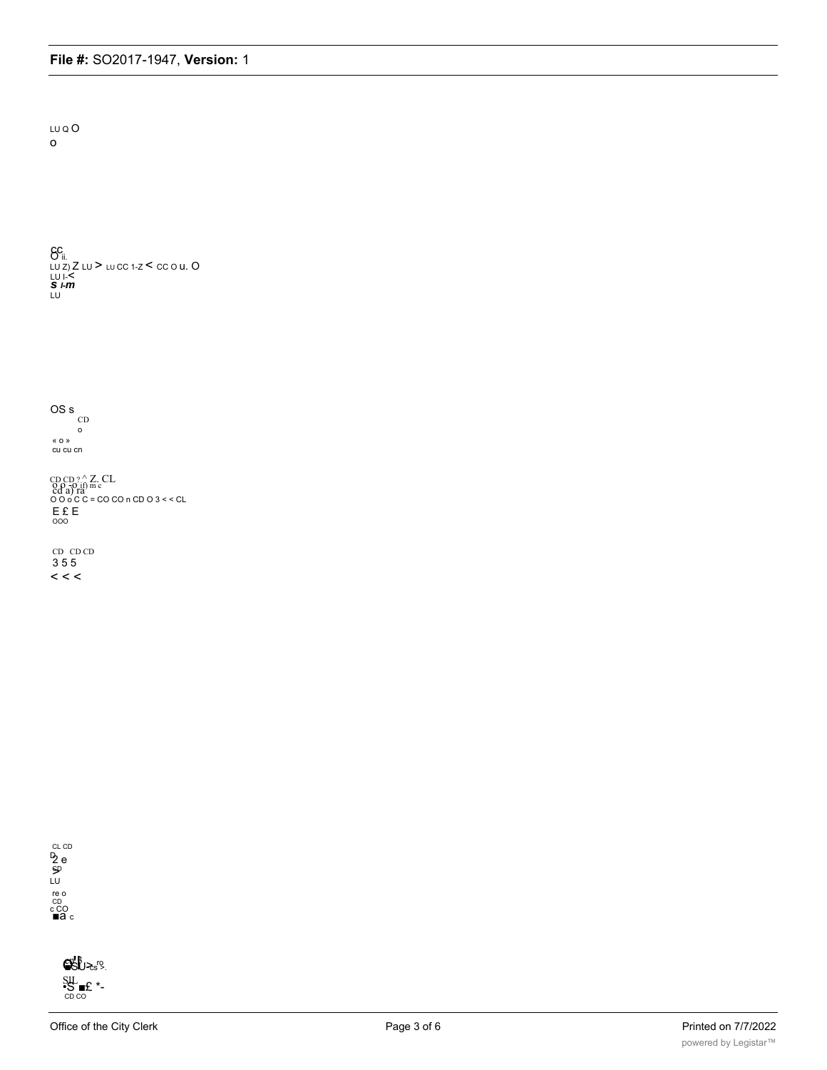LU Q O
o

CC
O ii.
LU Z) Z LU > LU CC 1-Z < CC O u. O
LU I-<
***S I-m***
LU

OS s
CD
o
« o »
cu cu cn

CD CD ? ^ Z. CL
o o -o if) m c
cd a) ra
O O o C C = CO CO n CD O 3 < < CL
E £ E
OOO

CD CD CD
3 5 5
< < <

CL CD
D
2 e
SD
>
LU
re o
CD
c CO
■a c

SIL
•S ■£ *-
CD CO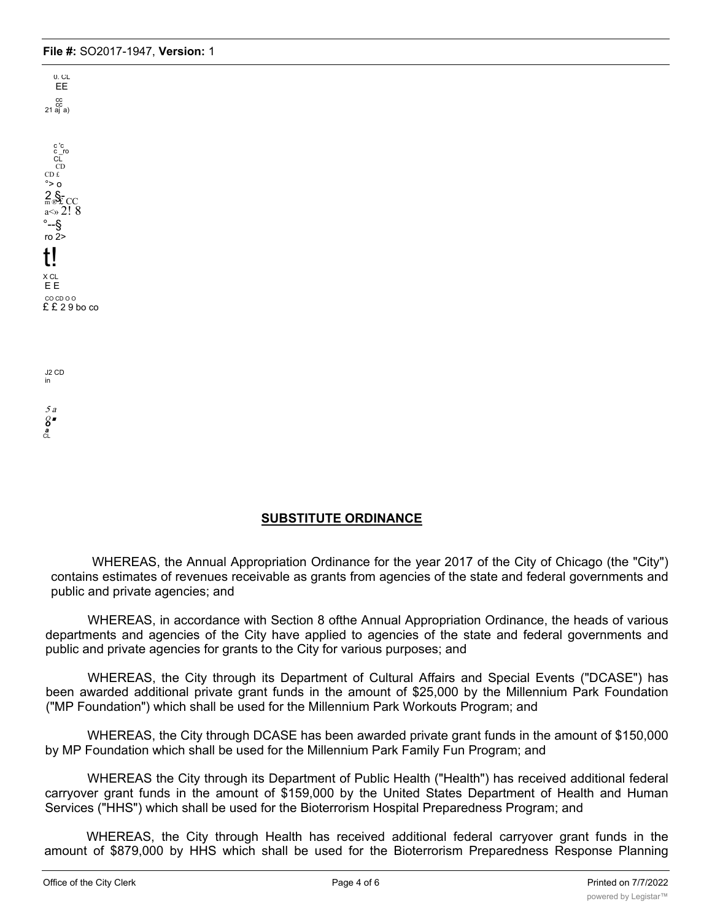## SUBSTITUTE ORDINANCE

WHEREAS, the Annual Appropriation Ordinance for the year 2017 of the City of Chicago (the "City") contains estimates of revenues receivable as grants from agencies of the state and federal governments and public and private agencies; and

WHEREAS, in accordance with Section 8 ofthe Annual Appropriation Ordinance, the heads of various departments and agencies of the City have applied to agencies of the state and federal governments and public and private agencies for grants to the City for various purposes; and

WHEREAS, the City through its Department of Cultural Affairs and Special Events ("DCASE") has been awarded additional private grant funds in the amount of $25,000 by the Millennium Park Foundation ("MP Foundation") which shall be used for the Millennium Park Workouts Program; and

WHEREAS, the City through DCASE has been awarded private grant funds in the amount of $150,000 by MP Foundation which shall be used for the Millennium Park Family Fun Program; and

WHEREAS the City through its Department of Public Health ("Health") has received additional federal carryover grant funds in the amount of $159,000 by the United States Department of Health and Human Services ("HHS") which shall be used for the Bioterrorism Hospital Preparedness Program; and

WHEREAS, the City through Health has received additional federal carryover grant funds in the amount of $879,000 by HHS which shall be used for the Bioterrorism Preparedness Response Planning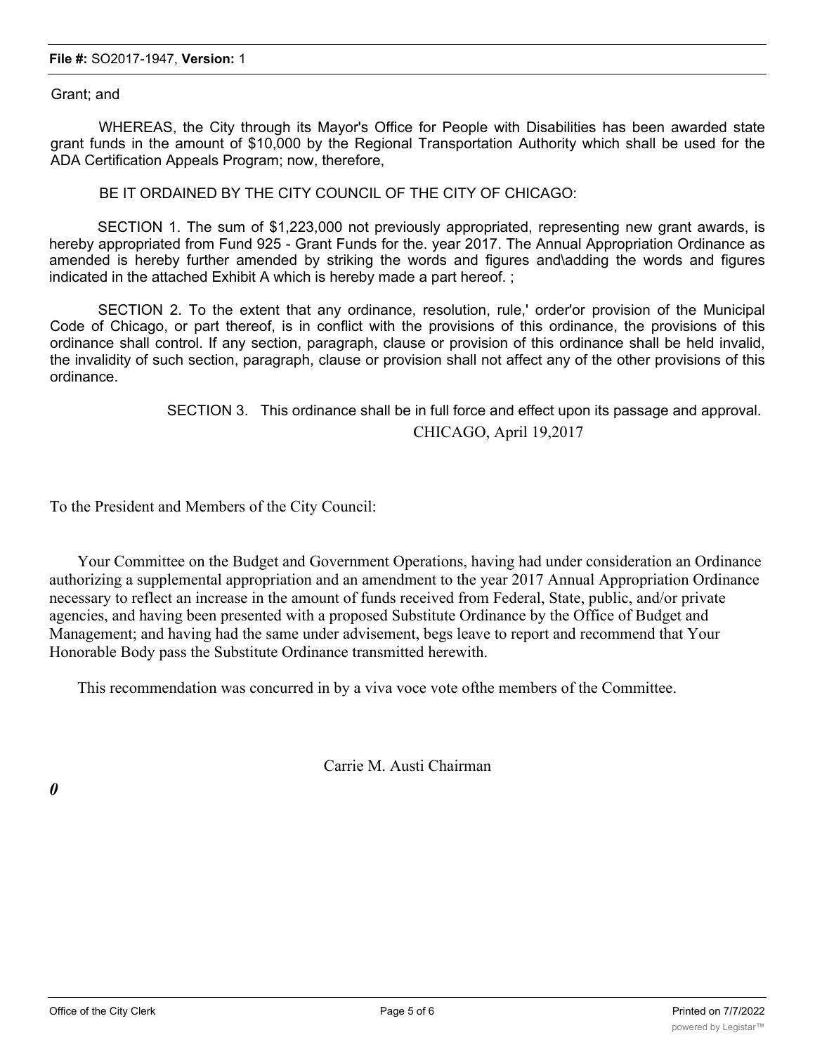Grant; and

WHEREAS, the City through its Mayor's Office for People with Disabilities has been awarded state grant funds in the amount of $10,000 by the Regional Transportation Authority which shall be used for the ADA Certification Appeals Program; now, therefore,

BE IT ORDAINED BY THE CITY COUNCIL OF THE CITY OF CHICAGO:

SECTION 1. The sum of $1,223,000 not previously appropriated, representing new grant awards, is hereby appropriated from Fund 925 - Grant Funds for the. year 2017. The Annual Appropriation Ordinance as amended is hereby further amended by striking the words and figures and\adding the words and figures indicated in the attached Exhibit A which is hereby made a part hereof. ;

SECTION 2. To the extent that any ordinance, resolution, rule,' order'or provision of the Municipal Code of Chicago, or part thereof, is in conflict with the provisions of this ordinance, the provisions of this ordinance shall control. If any section, paragraph, clause or provision of this ordinance shall be held invalid, the invalidity of such section, paragraph, clause or provision shall not affect any of the other provisions of this ordinance.

SECTION 3. This ordinance shall be in full force and effect upon its passage and approval.

CHICAGO, April 19,2017

To the President and Members of the City Council:

Your Committee on the Budget and Government Operations, having had under consideration an Ordinance authorizing a supplemental appropriation and an amendment to the year 2017 Annual Appropriation Ordinance necessary to reflect an increase in the amount of funds received from Federal, State, public, and/or private agencies, and having been presented with a proposed Substitute Ordinance by the Office of Budget and Management; and having had the same under advisement, begs leave to report and recommend that Your Honorable Body pass the Substitute Ordinance transmitted herewith.

This recommendation was concurred in by a viva voce vote ofthe members of the Committee.

Carrie M. Austi Chairman

*0*